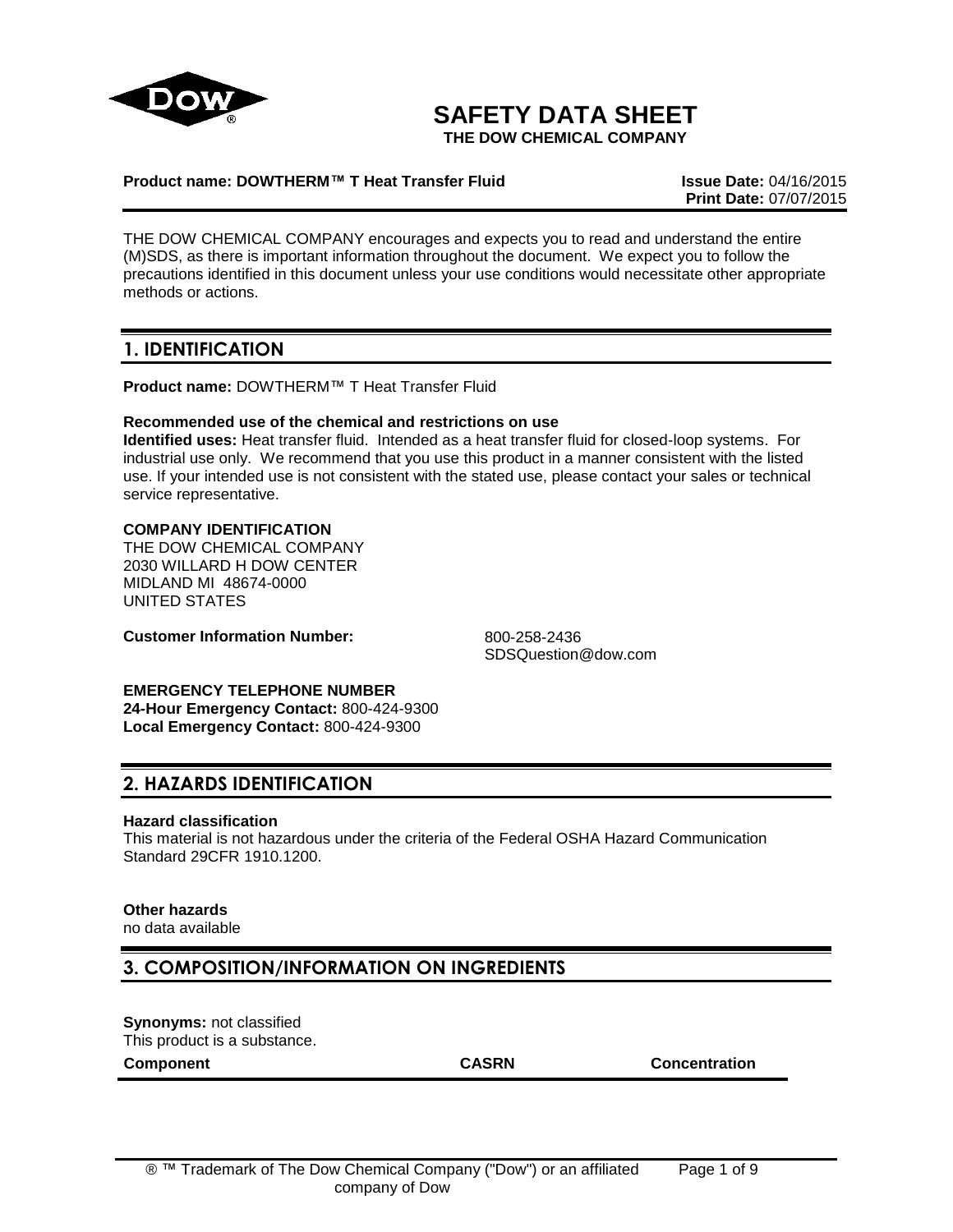# SAFETY DATA SHEET

**THE DOW CHEMICAL COMPANY**

**Product name: DOWTHERM™ T Heat Transfer Fluid** **Issue Date:** 04/16/2015
**Print Date:** 07/07/2015

THE DOW CHEMICAL COMPANY encourages and expects you to read and understand the entire (M)SDS, as there is important information throughout the document. We expect you to follow the precautions identified in this document unless your use conditions would necessitate other appropriate methods or actions.

## 1. IDENTIFICATION

**Product name:** DOWTHERM™ T Heat Transfer Fluid

**Recommended use of the chemical and restrictions on use**
**Identified uses:** Heat transfer fluid. Intended as a heat transfer fluid for closed-loop systems. For industrial use only. We recommend that you use this product in a manner consistent with the listed use. If your intended use is not consistent with the stated use, please contact your sales or technical service representative.

**COMPANY IDENTIFICATION**
THE DOW CHEMICAL COMPANY
2030 WILLARD H DOW CENTER
MIDLAND MI 48674-0000
UNITED STATES

**Customer Information Number:** 800-258-2436
SDSQuestion@dow.com

**EMERGENCY TELEPHONE NUMBER**
**24-Hour Emergency Contact:** 800-424-9300
**Local Emergency Contact:** 800-424-9300

## 2. HAZARDS IDENTIFICATION

**Hazard classification**
This material is not hazardous under the criteria of the Federal OSHA Hazard Communication Standard 29CFR 1910.1200.

**Other hazards**
no data available

## 3. COMPOSITION/INFORMATION ON INGREDIENTS

**Synonyms:** not classified
This product is a substance.

| Component | CASRN | Concentration |
| --- | --- | --- |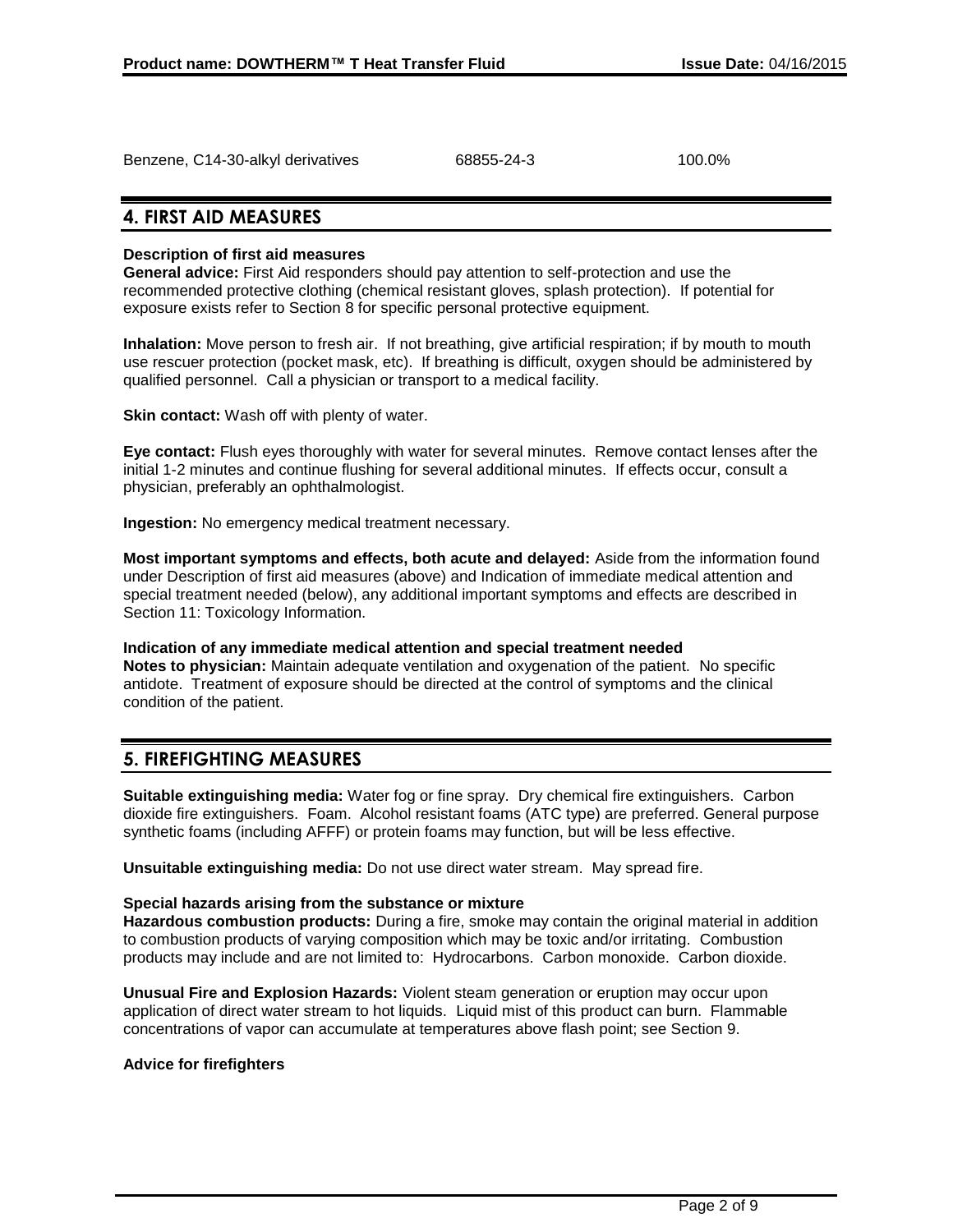| Benzene, C14-30-alkyl derivatives | 68855-24-3 | 100.0% |
| --- | --- | --- |

## 4. FIRST AID MEASURES

**Description of first aid measures**

**General advice:** First Aid responders should pay attention to self-protection and use the recommended protective clothing (chemical resistant gloves, splash protection). If potential for exposure exists refer to Section 8 for specific personal protective equipment.

**Inhalation:** Move person to fresh air. If not breathing, give artificial respiration; if by mouth to mouth use rescuer protection (pocket mask, etc). If breathing is difficult, oxygen should be administered by qualified personnel. Call a physician or transport to a medical facility.

**Skin contact:** Wash off with plenty of water.

**Eye contact:** Flush eyes thoroughly with water for several minutes. Remove contact lenses after the initial 1-2 minutes and continue flushing for several additional minutes. If effects occur, consult a physician, preferably an ophthalmologist.

**Ingestion:** No emergency medical treatment necessary.

**Most important symptoms and effects, both acute and delayed:** Aside from the information found under Description of first aid measures (above) and Indication of immediate medical attention and special treatment needed (below), any additional important symptoms and effects are described in Section 11: Toxicology Information.

**Indication of any immediate medical attention and special treatment needed**

**Notes to physician:** Maintain adequate ventilation and oxygenation of the patient. No specific antidote. Treatment of exposure should be directed at the control of symptoms and the clinical condition of the patient.

## 5. FIREFIGHTING MEASURES

**Suitable extinguishing media:** Water fog or fine spray. Dry chemical fire extinguishers. Carbon dioxide fire extinguishers. Foam. Alcohol resistant foams (ATC type) are preferred. General purpose synthetic foams (including AFFF) or protein foams may function, but will be less effective.

**Unsuitable extinguishing media:** Do not use direct water stream. May spread fire.

**Special hazards arising from the substance or mixture**

**Hazardous combustion products:** During a fire, smoke may contain the original material in addition to combustion products of varying composition which may be toxic and/or irritating. Combustion products may include and are not limited to: Hydrocarbons. Carbon monoxide. Carbon dioxide.

**Unusual Fire and Explosion Hazards:** Violent steam generation or eruption may occur upon application of direct water stream to hot liquids. Liquid mist of this product can burn. Flammable concentrations of vapor can accumulate at temperatures above flash point; see Section 9.

**Advice for firefighters**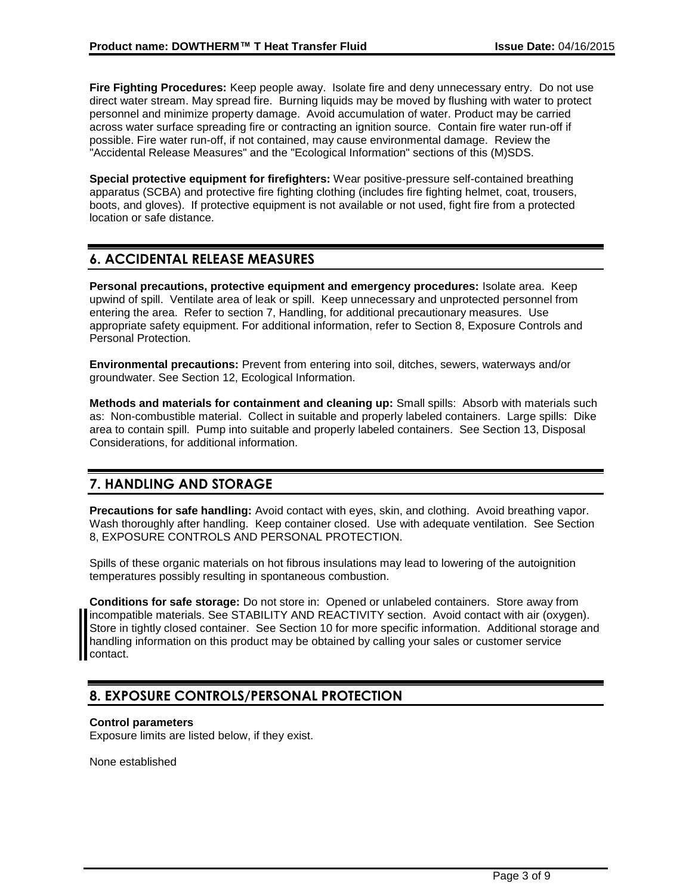**Fire Fighting Procedures:** Keep people away. Isolate fire and deny unnecessary entry. Do not use direct water stream. May spread fire. Burning liquids may be moved by flushing with water to protect personnel and minimize property damage. Avoid accumulation of water. Product may be carried across water surface spreading fire or contracting an ignition source. Contain fire water run-off if possible. Fire water run-off, if not contained, may cause environmental damage. Review the "Accidental Release Measures" and the "Ecological Information" sections of this (M)SDS.

**Special protective equipment for firefighters:** Wear positive-pressure self-contained breathing apparatus (SCBA) and protective fire fighting clothing (includes fire fighting helmet, coat, trousers, boots, and gloves). If protective equipment is not available or not used, fight fire from a protected location or safe distance.

## 6. ACCIDENTAL RELEASE MEASURES

**Personal precautions, protective equipment and emergency procedures:** Isolate area. Keep upwind of spill. Ventilate area of leak or spill. Keep unnecessary and unprotected personnel from entering the area. Refer to section 7, Handling, for additional precautionary measures. Use appropriate safety equipment. For additional information, refer to Section 8, Exposure Controls and Personal Protection.

**Environmental precautions:** Prevent from entering into soil, ditches, sewers, waterways and/or groundwater. See Section 12, Ecological Information.

**Methods and materials for containment and cleaning up:** Small spills: Absorb with materials such as: Non-combustible material. Collect in suitable and properly labeled containers. Large spills: Dike area to contain spill. Pump into suitable and properly labeled containers. See Section 13, Disposal Considerations, for additional information.

## 7. HANDLING AND STORAGE

**Precautions for safe handling:** Avoid contact with eyes, skin, and clothing. Avoid breathing vapor. Wash thoroughly after handling. Keep container closed. Use with adequate ventilation. See Section 8, EXPOSURE CONTROLS AND PERSONAL PROTECTION.

Spills of these organic materials on hot fibrous insulations may lead to lowering of the autoignition temperatures possibly resulting in spontaneous combustion.

**Conditions for safe storage:** Do not store in: Opened or unlabeled containers. Store away from incompatible materials. See STABILITY AND REACTIVITY section. Avoid contact with air (oxygen). Store in tightly closed container. See Section 10 for more specific information. Additional storage and handling information on this product may be obtained by calling your sales or customer service contact.

## 8. EXPOSURE CONTROLS/PERSONAL PROTECTION

**Control parameters**
Exposure limits are listed below, if they exist.

None established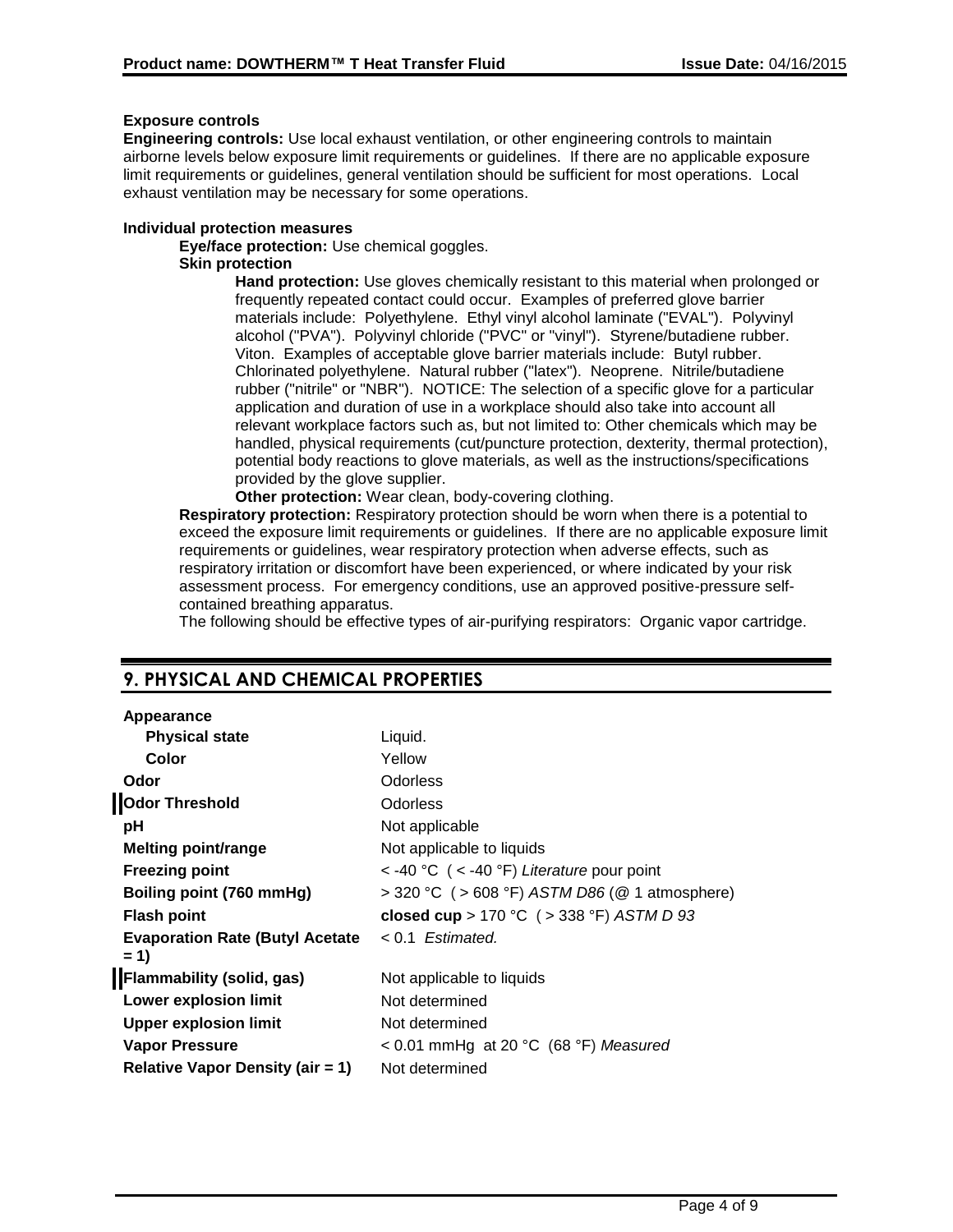**Exposure controls**

**Engineering controls:** Use local exhaust ventilation, or other engineering controls to maintain airborne levels below exposure limit requirements or guidelines. If there are no applicable exposure limit requirements or guidelines, general ventilation should be sufficient for most operations. Local exhaust ventilation may be necessary for some operations.

**Individual protection measures**

**Eye/face protection:** Use chemical goggles.

**Skin protection**

**Hand protection:** Use gloves chemically resistant to this material when prolonged or frequently repeated contact could occur. Examples of preferred glove barrier materials include: Polyethylene. Ethyl vinyl alcohol laminate ("EVAL"). Polyvinyl alcohol ("PVA"). Polyvinyl chloride ("PVC" or "vinyl"). Styrene/butadiene rubber. Viton. Examples of acceptable glove barrier materials include: Butyl rubber. Chlorinated polyethylene. Natural rubber ("latex"). Neoprene. Nitrile/butadiene rubber ("nitrile" or "NBR"). NOTICE: The selection of a specific glove for a particular application and duration of use in a workplace should also take into account all relevant workplace factors such as, but not limited to: Other chemicals which may be handled, physical requirements (cut/puncture protection, dexterity, thermal protection), potential body reactions to glove materials, as well as the instructions/specifications provided by the glove supplier.

**Other protection:** Wear clean, body-covering clothing.

**Respiratory protection:** Respiratory protection should be worn when there is a potential to exceed the exposure limit requirements or guidelines. If there are no applicable exposure limit requirements or guidelines, wear respiratory protection when adverse effects, such as respiratory irritation or discomfort have been experienced, or where indicated by your risk assessment process. For emergency conditions, use an approved positive-pressure self-contained breathing apparatus.

The following should be effective types of air-purifying respirators: Organic vapor cartridge.

## 9. PHYSICAL AND CHEMICAL PROPERTIES

| | |
|---|---|
| **Appearance** | |
| **Physical state** | Liquid. |
| **Color** | Yellow |
| **Odor** | Odorless |
| **Odor Threshold** | Odorless |
| **pH** | Not applicable |
| **Melting point/range** | Not applicable to liquids |
| **Freezing point** | < -40 °C ( < -40 °F) *Literature* pour point |
| **Boiling point (760 mmHg)** | > 320 °C ( > 608 °F) *ASTM D86* (@ 1 atmosphere) |
| **Flash point** | **closed cup** > 170 °C ( > 338 °F) *ASTM D 93* |
| **Evaporation Rate (Butyl Acetate = 1)** | < 0.1 *Estimated.* |
| **Flammability (solid, gas)** | Not applicable to liquids |
| **Lower explosion limit** | Not determined |
| **Upper explosion limit** | Not determined |
| **Vapor Pressure** | < 0.01 mmHg at 20 °C (68 °F) *Measured* |
| **Relative Vapor Density (air = 1)** | Not determined |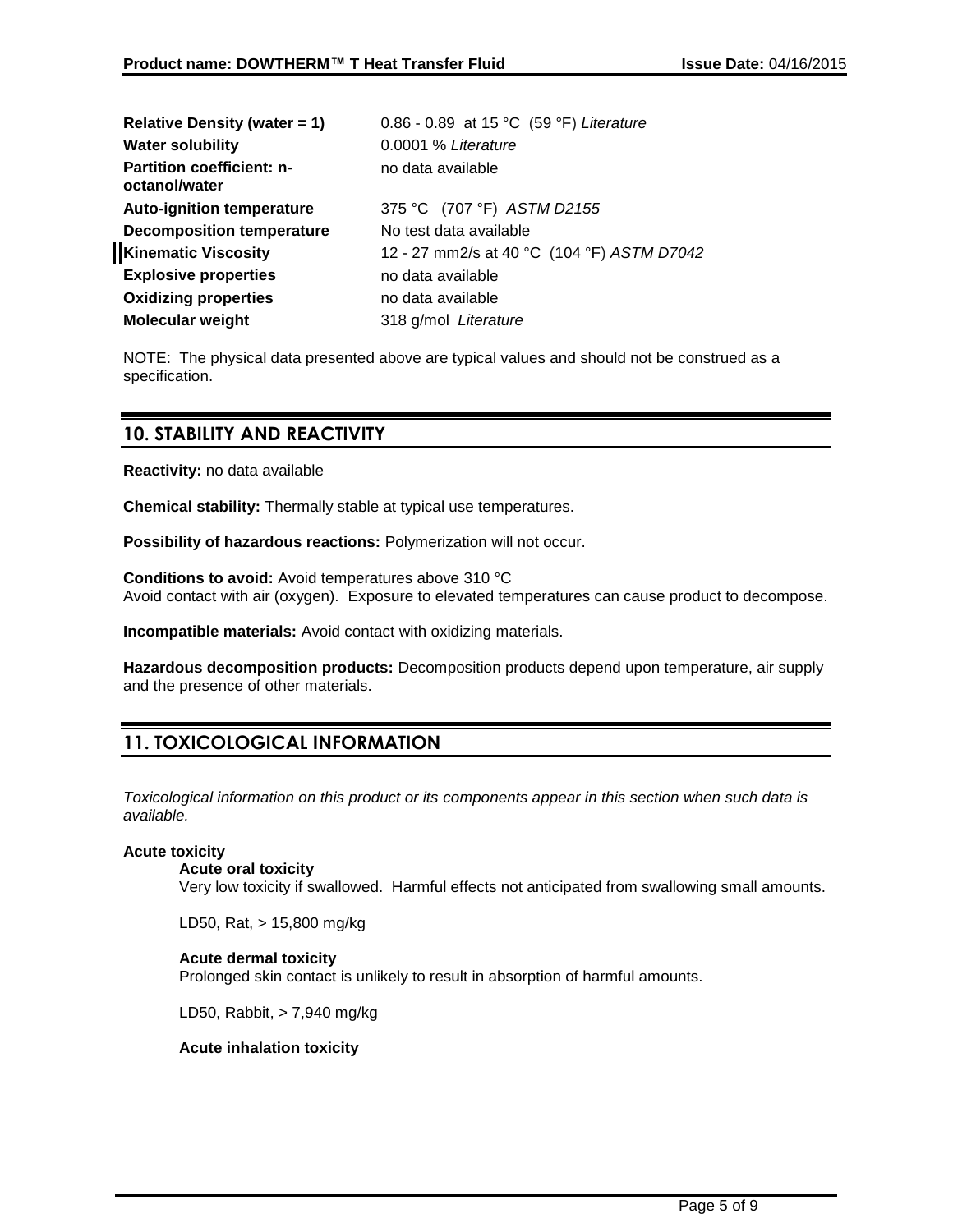| | |
|---|---|
| **Relative Density (water = 1)** | 0.86 - 0.89 at 15 °C (59 °F) *Literature* |
| **Water solubility** | 0.0001 % *Literature* |
| **Partition coefficient: n-octanol/water** | no data available |
| **Auto-ignition temperature** | 375 °C (707 °F) *ASTM D2155* |
| **Decomposition temperature** | No test data available |
| **Kinematic Viscosity** | 12 - 27 mm2/s at 40 °C (104 °F) *ASTM D7042* |
| **Explosive properties** | no data available |
| **Oxidizing properties** | no data available |
| **Molecular weight** | 318 g/mol *Literature* |

NOTE: The physical data presented above are typical values and should not be construed as a specification.

## 10. STABILITY AND REACTIVITY

**Reactivity:** no data available

**Chemical stability:** Thermally stable at typical use temperatures.

**Possibility of hazardous reactions:** Polymerization will not occur.

**Conditions to avoid:** Avoid temperatures above 310 °C
Avoid contact with air (oxygen). Exposure to elevated temperatures can cause product to decompose.

**Incompatible materials:** Avoid contact with oxidizing materials.

**Hazardous decomposition products:** Decomposition products depend upon temperature, air supply and the presence of other materials.

## 11. TOXICOLOGICAL INFORMATION

*Toxicological information on this product or its components appear in this section when such data is available.*

**Acute toxicity**

**Acute oral toxicity**

Very low toxicity if swallowed. Harmful effects not anticipated from swallowing small amounts.

LD50, Rat, > 15,800 mg/kg

**Acute dermal toxicity**

Prolonged skin contact is unlikely to result in absorption of harmful amounts.

LD50, Rabbit, > 7,940 mg/kg

**Acute inhalation toxicity**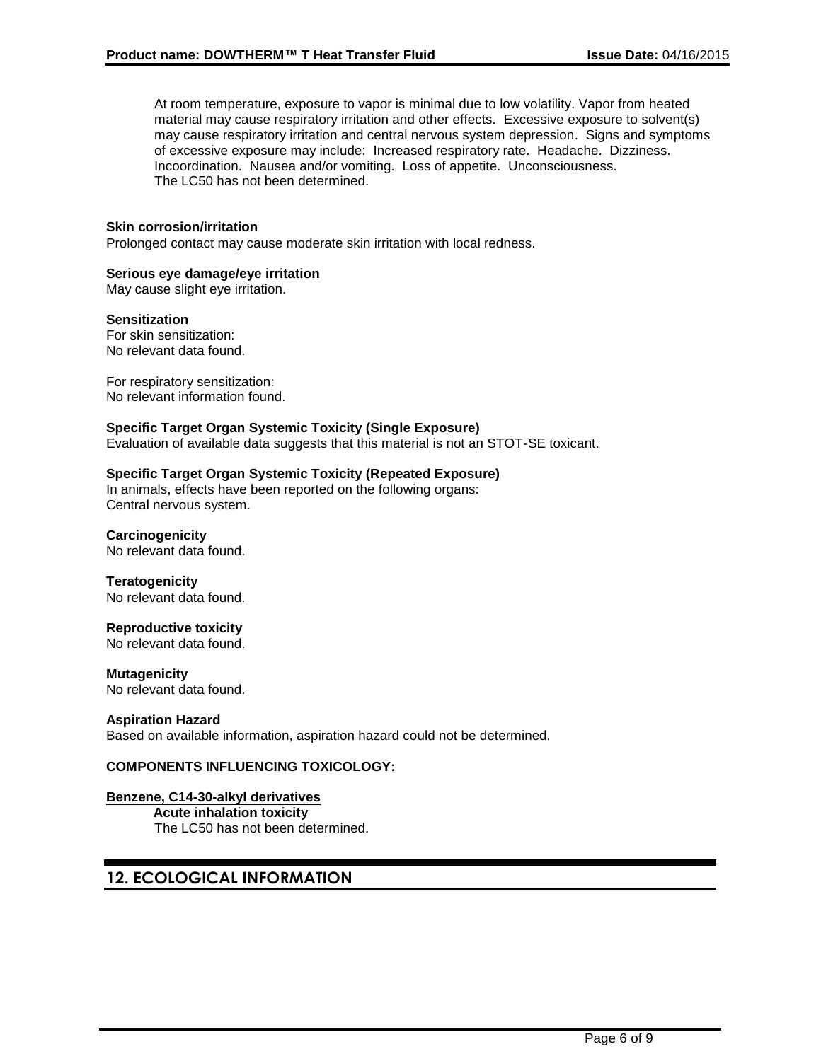At room temperature, exposure to vapor is minimal due to low volatility. Vapor from heated material may cause respiratory irritation and other effects. Excessive exposure to solvent(s) may cause respiratory irritation and central nervous system depression. Signs and symptoms of excessive exposure may include: Increased respiratory rate. Headache. Dizziness. Incoordination. Nausea and/or vomiting. Loss of appetite. Unconsciousness.
The LC50 has not been determined.

**Skin corrosion/irritation**
Prolonged contact may cause moderate skin irritation with local redness.

**Serious eye damage/eye irritation**
May cause slight eye irritation.

**Sensitization**
For skin sensitization:
No relevant data found.

For respiratory sensitization:
No relevant information found.

**Specific Target Organ Systemic Toxicity (Single Exposure)**
Evaluation of available data suggests that this material is not an STOT-SE toxicant.

**Specific Target Organ Systemic Toxicity (Repeated Exposure)**
In animals, effects have been reported on the following organs:
Central nervous system.

**Carcinogenicity**
No relevant data found.

**Teratogenicity**
No relevant data found.

**Reproductive toxicity**
No relevant data found.

**Mutagenicity**
No relevant data found.

**Aspiration Hazard**
Based on available information, aspiration hazard could not be determined.

**COMPONENTS INFLUENCING TOXICOLOGY:**

**Benzene, C14-30-alkyl derivatives**

**Acute inhalation toxicity**
The LC50 has not been determined.

## 12. ECOLOGICAL INFORMATION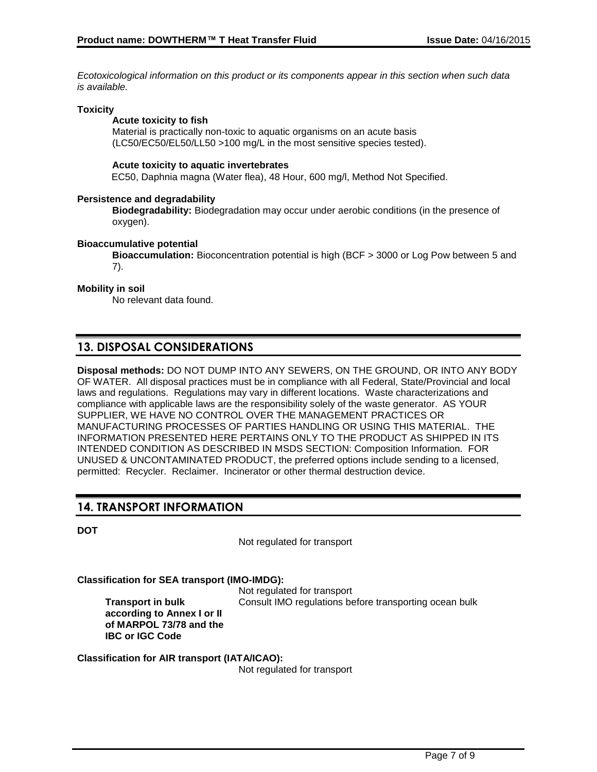*Ecotoxicological information on this product or its components appear in this section when such data is available.*

**Toxicity**

**Acute toxicity to fish**

Material is practically non-toxic to aquatic organisms on an acute basis (LC50/EC50/EL50/LL50 >100 mg/L in the most sensitive species tested).

**Acute toxicity to aquatic invertebrates**

EC50, Daphnia magna (Water flea), 48 Hour, 600 mg/l, Method Not Specified.

**Persistence and degradability**

**Biodegradability:** Biodegradation may occur under aerobic conditions (in the presence of oxygen).

**Bioaccumulative potential**

**Bioaccumulation:** Bioconcentration potential is high (BCF > 3000 or Log Pow between 5 and 7).

**Mobility in soil**

No relevant data found.

## 13. DISPOSAL CONSIDERATIONS

**Disposal methods:** DO NOT DUMP INTO ANY SEWERS, ON THE GROUND, OR INTO ANY BODY OF WATER. All disposal practices must be in compliance with all Federal, State/Provincial and local laws and regulations. Regulations may vary in different locations. Waste characterizations and compliance with applicable laws are the responsibility solely of the waste generator. AS YOUR SUPPLIER, WE HAVE NO CONTROL OVER THE MANAGEMENT PRACTICES OR MANUFACTURING PROCESSES OF PARTIES HANDLING OR USING THIS MATERIAL. THE INFORMATION PRESENTED HERE PERTAINS ONLY TO THE PRODUCT AS SHIPPED IN ITS INTENDED CONDITION AS DESCRIBED IN MSDS SECTION: Composition Information. FOR UNUSED & UNCONTAMINATED PRODUCT, the preferred options include sending to a licensed, permitted: Recycler. Reclaimer. Incinerator or other thermal destruction device.

## 14. TRANSPORT INFORMATION

**DOT**

Not regulated for transport

**Classification for SEA transport (IMO-IMDG):**

Not regulated for transport

**Transport in bulk according to Annex I or II of MARPOL 73/78 and the IBC or IGC Code**: Consult IMO regulations before transporting ocean bulk

**Classification for AIR transport (IATA/ICAO):**

Not regulated for transport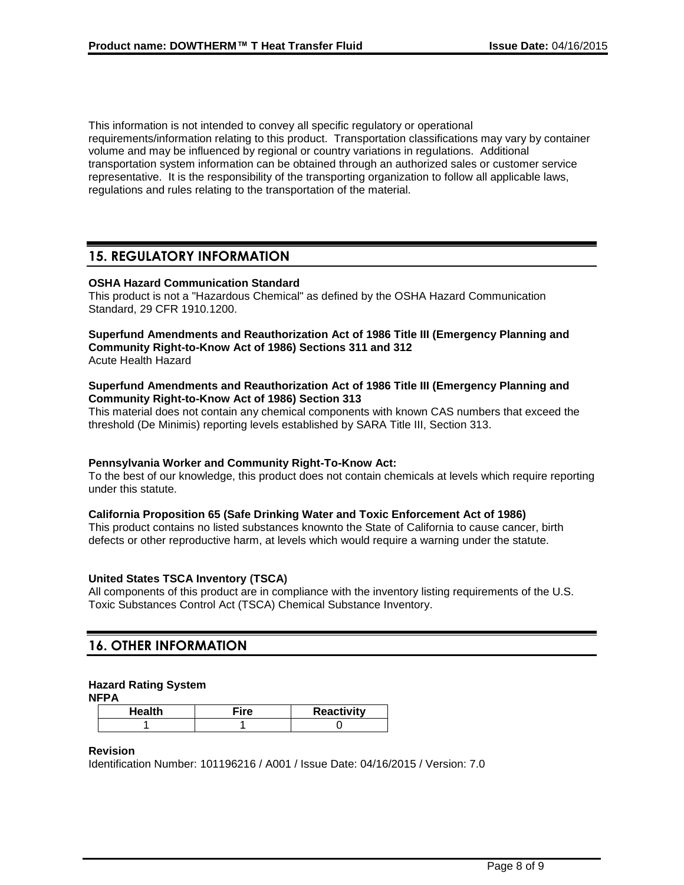This information is not intended to convey all specific regulatory or operational requirements/information relating to this product. Transportation classifications may vary by container volume and may be influenced by regional or country variations in regulations. Additional transportation system information can be obtained through an authorized sales or customer service representative. It is the responsibility of the transporting organization to follow all applicable laws, regulations and rules relating to the transportation of the material.

## 15. REGULATORY INFORMATION

**OSHA Hazard Communication Standard**
This product is not a "Hazardous Chemical" as defined by the OSHA Hazard Communication Standard, 29 CFR 1910.1200.

**Superfund Amendments and Reauthorization Act of 1986 Title III (Emergency Planning and Community Right-to-Know Act of 1986) Sections 311 and 312**
Acute Health Hazard

**Superfund Amendments and Reauthorization Act of 1986 Title III (Emergency Planning and Community Right-to-Know Act of 1986) Section 313**
This material does not contain any chemical components with known CAS numbers that exceed the threshold (De Minimis) reporting levels established by SARA Title III, Section 313.

**Pennsylvania Worker and Community Right-To-Know Act:**
To the best of our knowledge, this product does not contain chemicals at levels which require reporting under this statute.

**California Proposition 65 (Safe Drinking Water and Toxic Enforcement Act of 1986)**
This product contains no listed substances knownto the State of California to cause cancer, birth defects or other reproductive harm, at levels which would require a warning under the statute.

**United States TSCA Inventory (TSCA)**
All components of this product are in compliance with the inventory listing requirements of the U.S. Toxic Substances Control Act (TSCA) Chemical Substance Inventory.

## 16. OTHER INFORMATION

**Hazard Rating System**
**NFPA**

| Health | Fire | Reactivity |
| --- | --- | --- |
| 1 | 1 | 0 |

**Revision**
Identification Number: 101196216 / A001 / Issue Date: 04/16/2015 / Version: 7.0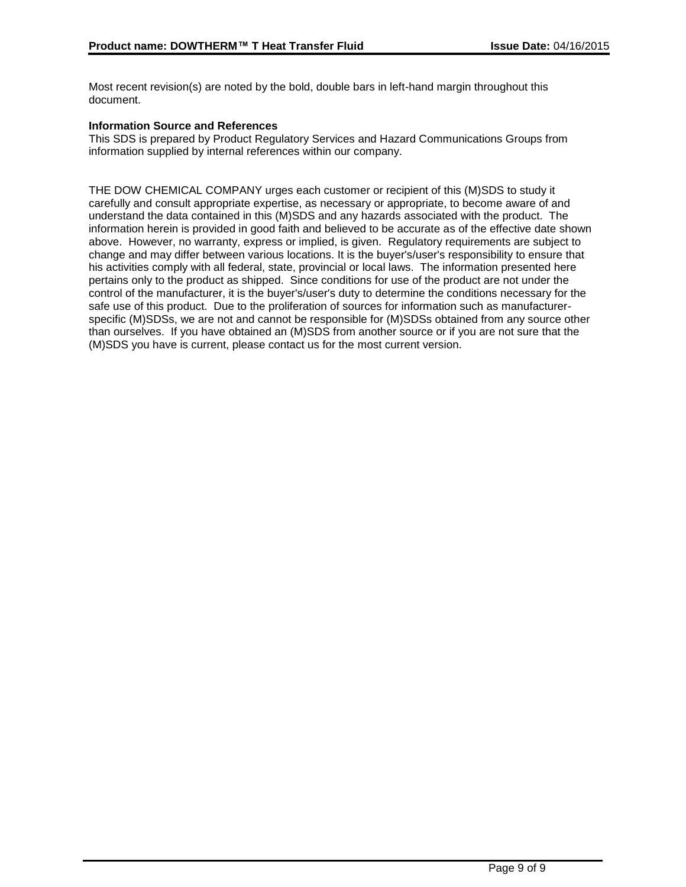Most recent revision(s) are noted by the bold, double bars in left-hand margin throughout this document.

**Information Source and References**

This SDS is prepared by Product Regulatory Services and Hazard Communications Groups from information supplied by internal references within our company.

THE DOW CHEMICAL COMPANY urges each customer or recipient of this (M)SDS to study it carefully and consult appropriate expertise, as necessary or appropriate, to become aware of and understand the data contained in this (M)SDS and any hazards associated with the product. The information herein is provided in good faith and believed to be accurate as of the effective date shown above. However, no warranty, express or implied, is given. Regulatory requirements are subject to change and may differ between various locations. It is the buyer's/user's responsibility to ensure that his activities comply with all federal, state, provincial or local laws. The information presented here pertains only to the product as shipped. Since conditions for use of the product are not under the control of the manufacturer, it is the buyer's/user's duty to determine the conditions necessary for the safe use of this product. Due to the proliferation of sources for information such as manufacturer-specific (M)SDSs, we are not and cannot be responsible for (M)SDSs obtained from any source other than ourselves. If you have obtained an (M)SDS from another source or if you are not sure that the (M)SDS you have is current, please contact us for the most current version.